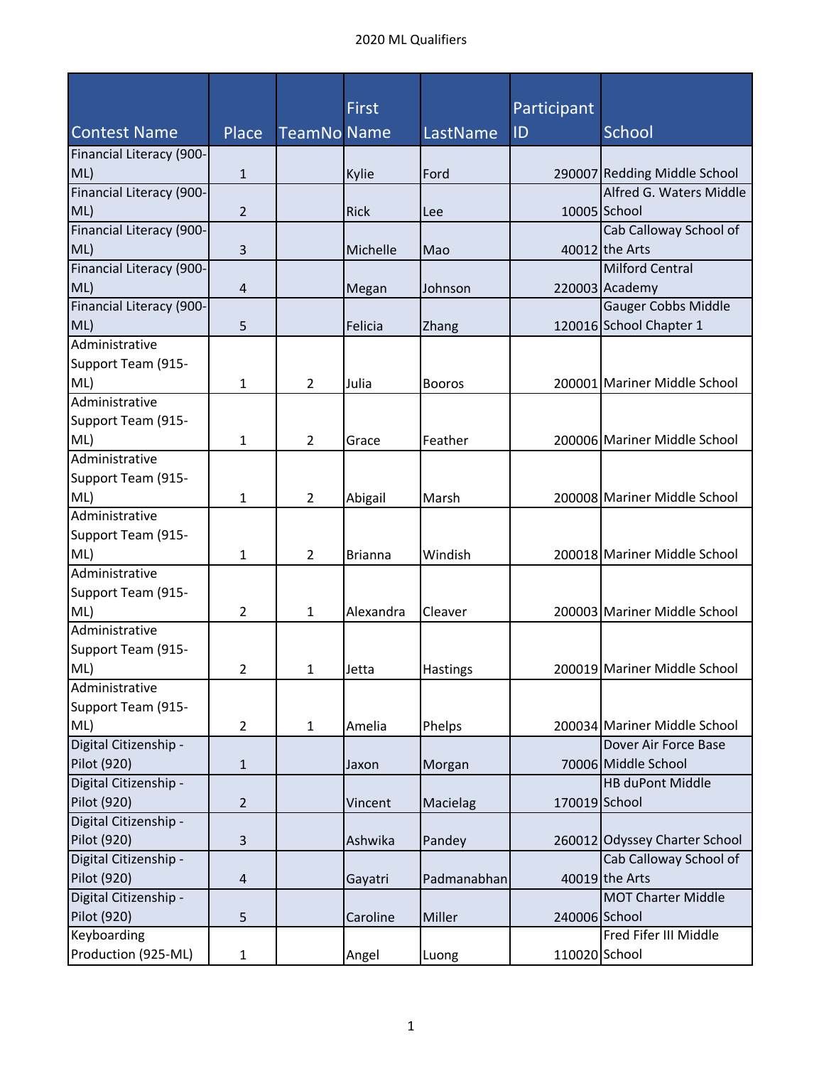# 2020 ML Qualifiers

| Contest Name | Place | TeamNo | First Name | LastName | Participant ID | School |
|---|---|---|---|---|---|---|
| Financial Literacy (900-ML) | 1 | | Kylie | Ford | 290007 | Redding Middle School |
| Financial Literacy (900-ML) | 2 | | Rick | Lee | 10005 | Alfred G. Waters Middle School |
| Financial Literacy (900-ML) | 3 | | Michelle | Mao | 40012 | Cab Calloway School of the Arts |
| Financial Literacy (900-ML) | 4 | | Megan | Johnson | 220003 | Milford Central Academy |
| Financial Literacy (900-ML) | 5 | | Felicia | Zhang | 120016 | Gauger Cobbs Middle School Chapter 1 |
| Administrative Support Team (915-ML) | 1 | 2 | Julia | Booros | 200001 | Mariner Middle School |
| Administrative Support Team (915-ML) | 1 | 2 | Grace | Feather | 200006 | Mariner Middle School |
| Administrative Support Team (915-ML) | 1 | 2 | Abigail | Marsh | 200008 | Mariner Middle School |
| Administrative Support Team (915-ML) | 1 | 2 | Brianna | Windish | 200018 | Mariner Middle School |
| Administrative Support Team (915-ML) | 2 | 1 | Alexandra | Cleaver | 200003 | Mariner Middle School |
| Administrative Support Team (915-ML) | 2 | 1 | Jetta | Hastings | 200019 | Mariner Middle School |
| Administrative Support Team (915-ML) | 2 | 1 | Amelia | Phelps | 200034 | Mariner Middle School |
| Digital Citizenship - Pilot (920) | 1 | | Jaxon | Morgan | 70006 | Dover Air Force Base Middle School |
| Digital Citizenship - Pilot (920) | 2 | | Vincent | Macielag | 170019 | HB duPont Middle School |
| Digital Citizenship - Pilot (920) | 3 | | Ashwika | Pandey | 260012 | Odyssey Charter School |
| Digital Citizenship - Pilot (920) | 4 | | Gayatri | Padmanabhan | 40019 | Cab Calloway School of the Arts |
| Digital Citizenship - Pilot (920) | 5 | | Caroline | Miller | 240006 | MOT Charter Middle School |
| Keyboarding Production (925-ML) | 1 | | Angel | Luong | 110020 | Fred Fifer III Middle School |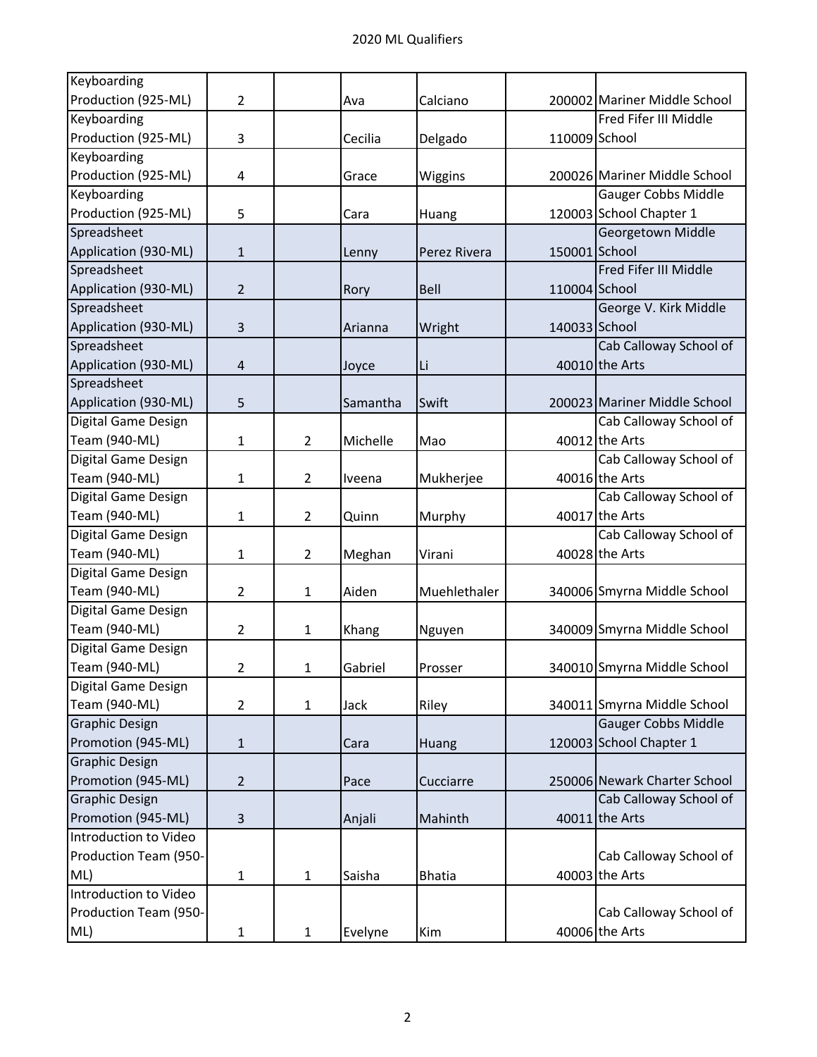| | | | | | | |
|---|---|---|---|---|---|---|
| Keyboarding Production (925-ML) | 2 | | Ava | Calciano | 200002 | Mariner Middle School |
| Keyboarding Production (925-ML) | 3 | | Cecilia | Delgado | 110009 | Fred Fifer III Middle School |
| Keyboarding Production (925-ML) | 4 | | Grace | Wiggins | 200026 | Mariner Middle School |
| Keyboarding Production (925-ML) | 5 | | Cara | Huang | 120003 | Gauger Cobbs Middle School Chapter 1 |
| Spreadsheet Application (930-ML) | 1 | | Lenny | Perez Rivera | 150001 | Georgetown Middle School |
| Spreadsheet Application (930-ML) | 2 | | Rory | Bell | 110004 | Fred Fifer III Middle School |
| Spreadsheet Application (930-ML) | 3 | | Arianna | Wright | 140033 | George V. Kirk Middle School |
| Spreadsheet Application (930-ML) | 4 | | Joyce | Li | 40010 | Cab Calloway School of the Arts |
| Spreadsheet Application (930-ML) | 5 | | Samantha | Swift | 200023 | Mariner Middle School |
| Digital Game Design Team (940-ML) | 1 | 2 | Michelle | Mao | 40012 | Cab Calloway School of the Arts |
| Digital Game Design Team (940-ML) | 1 | 2 | Iveena | Mukherjee | 40016 | Cab Calloway School of the Arts |
| Digital Game Design Team (940-ML) | 1 | 2 | Quinn | Murphy | 40017 | Cab Calloway School of the Arts |
| Digital Game Design Team (940-ML) | 1 | 2 | Meghan | Virani | 40028 | Cab Calloway School of the Arts |
| Digital Game Design Team (940-ML) | 2 | 1 | Aiden | Muehlethaler | 340006 | Smyrna Middle School |
| Digital Game Design Team (940-ML) | 2 | 1 | Khang | Nguyen | 340009 | Smyrna Middle School |
| Digital Game Design Team (940-ML) | 2 | 1 | Gabriel | Prosser | 340010 | Smyrna Middle School |
| Digital Game Design Team (940-ML) | 2 | 1 | Jack | Riley | 340011 | Smyrna Middle School |
| Graphic Design Promotion (945-ML) | 1 | | Cara | Huang | 120003 | Gauger Cobbs Middle School Chapter 1 |
| Graphic Design Promotion (945-ML) | 2 | | Pace | Cucciarre | 250006 | Newark Charter School |
| Graphic Design Promotion (945-ML) | 3 | | Anjali | Mahinth | 40011 | Cab Calloway School of the Arts |
| Introduction to Video Production Team (950-ML) | 1 | 1 | Saisha | Bhatia | 40003 | Cab Calloway School of the Arts |
| Introduction to Video Production Team (950-ML) | 1 | 1 | Evelyne | Kim | 40006 | Cab Calloway School of the Arts |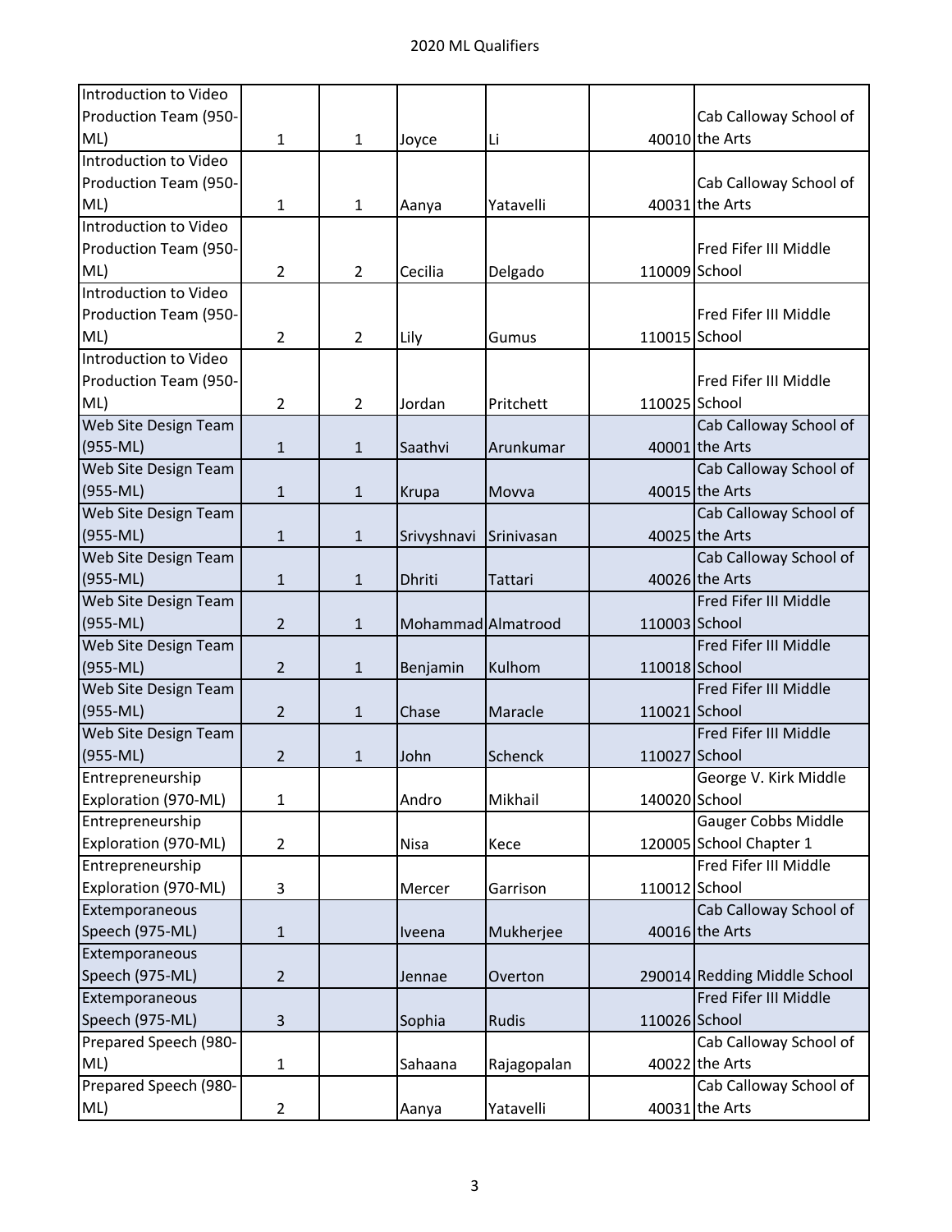# 2020 ML Qualifiers

| | | | | | | |
|---|---|---|---|---|---|---|
| Introduction to Video Production Team (950-ML) | 1 | 1 | Joyce | Li | 40010 | Cab Calloway School of the Arts |
| Introduction to Video Production Team (950-ML) | 1 | 1 | Aanya | Yatavelli | 40031 | Cab Calloway School of the Arts |
| Introduction to Video Production Team (950-ML) | 2 | 2 | Cecilia | Delgado | 110009 | Fred Fifer III Middle School |
| Introduction to Video Production Team (950-ML) | 2 | 2 | Lily | Gumus | 110015 | Fred Fifer III Middle School |
| Introduction to Video Production Team (950-ML) | 2 | 2 | Jordan | Pritchett | 110025 | Fred Fifer III Middle School |
| Web Site Design Team (955-ML) | 1 | 1 | Saathvi | Arunkumar | 40001 | Cab Calloway School of the Arts |
| Web Site Design Team (955-ML) | 1 | 1 | Krupa | Movva | 40015 | Cab Calloway School of the Arts |
| Web Site Design Team (955-ML) | 1 | 1 | Srivyshnavi | Srinivasan | 40025 | Cab Calloway School of the Arts |
| Web Site Design Team (955-ML) | 1 | 1 | Dhriti | Tattari | 40026 | Cab Calloway School of the Arts |
| Web Site Design Team (955-ML) | 2 | 1 | Mohammad | Almatrood | 110003 | Fred Fifer III Middle School |
| Web Site Design Team (955-ML) | 2 | 1 | Benjamin | Kulhom | 110018 | Fred Fifer III Middle School |
| Web Site Design Team (955-ML) | 2 | 1 | Chase | Maracle | 110021 | Fred Fifer III Middle School |
| Web Site Design Team (955-ML) | 2 | 1 | John | Schenck | 110027 | Fred Fifer III Middle School |
| Entrepreneurship Exploration (970-ML) | 1 | | Andro | Mikhail | 140020 | George V. Kirk Middle School |
| Entrepreneurship Exploration (970-ML) | 2 | | Nisa | Kece | 120005 | Gauger Cobbs Middle School Chapter 1 |
| Entrepreneurship Exploration (970-ML) | 3 | | Mercer | Garrison | 110012 | Fred Fifer III Middle School |
| Extemporaneous Speech (975-ML) | 1 | | Iveena | Mukherjee | 40016 | Cab Calloway School of the Arts |
| Extemporaneous Speech (975-ML) | 2 | | Jennae | Overton | 290014 | Redding Middle School |
| Extemporaneous Speech (975-ML) | 3 | | Sophia | Rudis | 110026 | Fred Fifer III Middle School |
| Prepared Speech (980-ML) | 1 | | Sahaana | Rajagopalan | 40022 | Cab Calloway School of the Arts |
| Prepared Speech (980-ML) | 2 | | Aanya | Yatavelli | 40031 | Cab Calloway School of the Arts |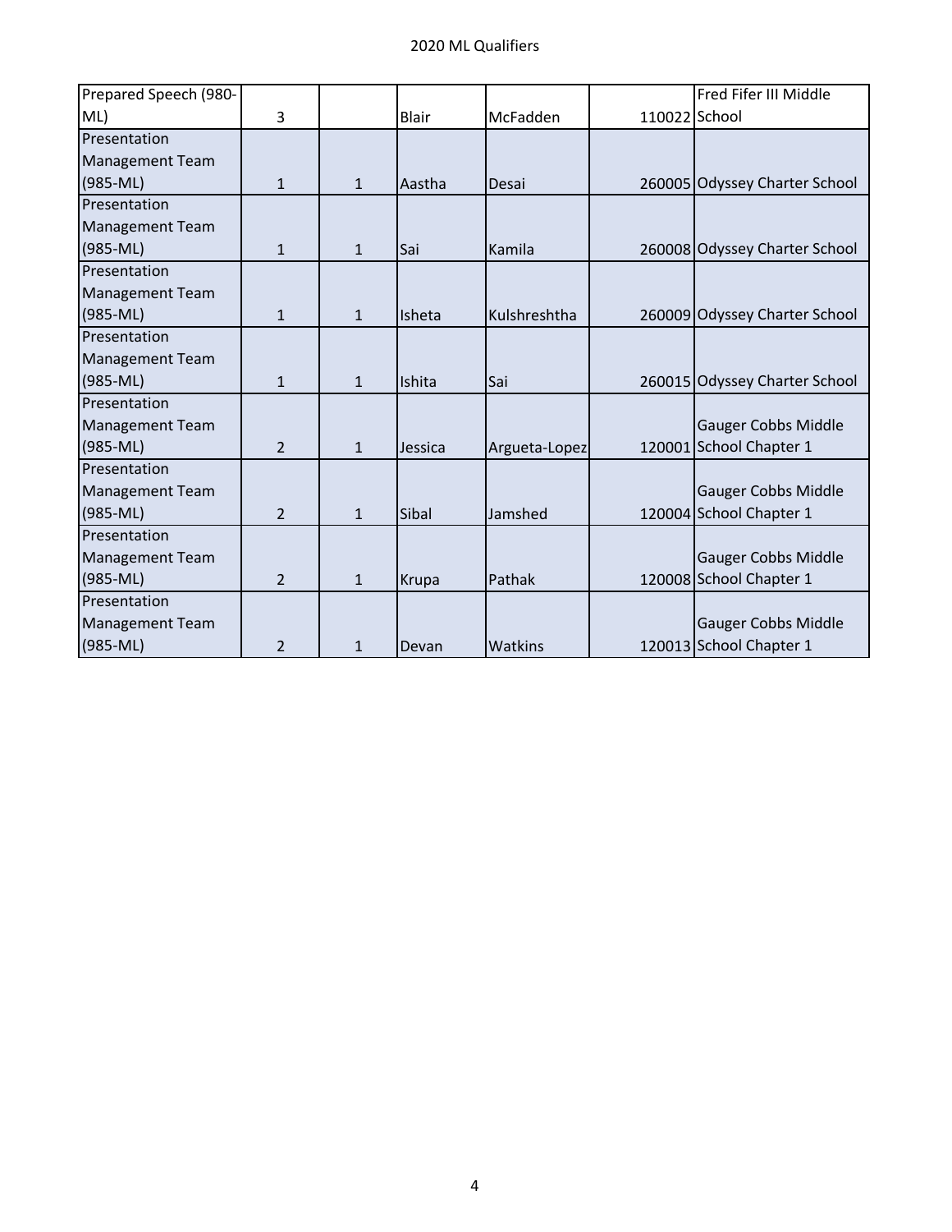| | | | | | | |
|---|---|---|---|---|---|---|
| Prepared Speech (980-ML) | 3 | | Blair | McFadden | 110022 | Fred Fifer III Middle School |
| Presentation Management Team (985-ML) | 1 | 1 | Aastha | Desai | 260005 | Odyssey Charter School |
| Presentation Management Team (985-ML) | 1 | 1 | Sai | Kamila | 260008 | Odyssey Charter School |
| Presentation Management Team (985-ML) | 1 | 1 | Isheta | Kulshreshtha | 260009 | Odyssey Charter School |
| Presentation Management Team (985-ML) | 1 | 1 | Ishita | Sai | 260015 | Odyssey Charter School |
| Presentation Management Team (985-ML) | 2 | 1 | Jessica | Argueta-Lopez | 120001 | Gauger Cobbs Middle School Chapter 1 |
| Presentation Management Team (985-ML) | 2 | 1 | Sibal | Jamshed | 120004 | Gauger Cobbs Middle School Chapter 1 |
| Presentation Management Team (985-ML) | 2 | 1 | Krupa | Pathak | 120008 | Gauger Cobbs Middle School Chapter 1 |
| Presentation Management Team (985-ML) | 2 | 1 | Devan | Watkins | 120013 | Gauger Cobbs Middle School Chapter 1 |